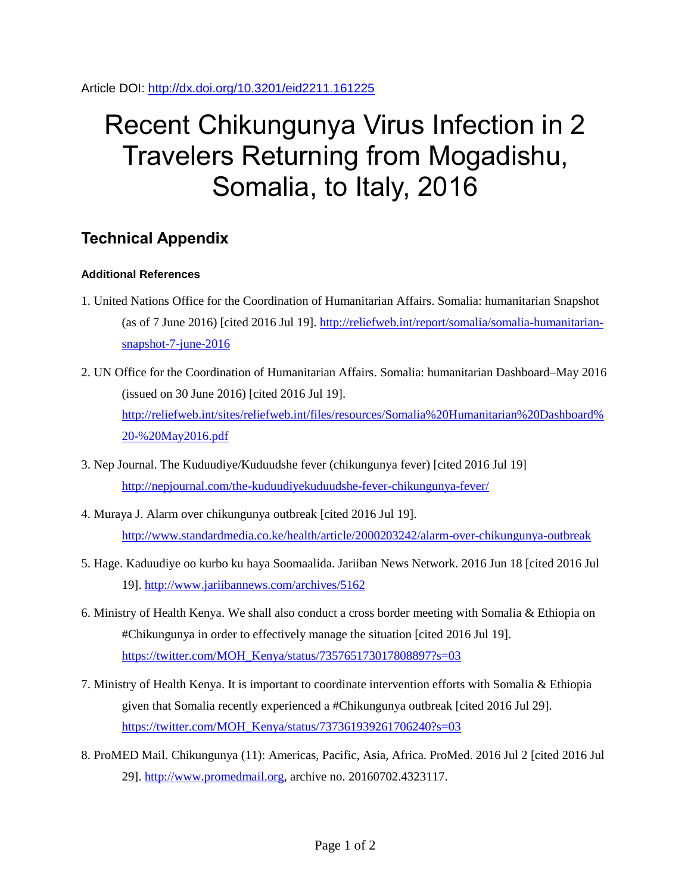Article DOI: http://dx.doi.org/10.3201/eid2211.161225

# Recent Chikungunya Virus Infection in 2 Travelers Returning from Mogadishu, Somalia, to Italy, 2016

## Technical Appendix

### Additional References

1. United Nations Office for the Coordination of Humanitarian Affairs. Somalia: humanitarian Snapshot (as of 7 June 2016) [cited 2016 Jul 19]. http://reliefweb.int/report/somalia/somalia-humanitarian-snapshot-7-june-2016

2. UN Office for the Coordination of Humanitarian Affairs. Somalia: humanitarian Dashboard–May 2016 (issued on 30 June 2016) [cited 2016 Jul 19]. http://reliefweb.int/sites/reliefweb.int/files/resources/Somalia%20Humanitarian%20Dashboard%20-%20May2016.pdf

3. Nep Journal. The Kuduudiye/Kuduudshe fever (chikungunya fever) [cited 2016 Jul 19] http://nepjournal.com/the-kuduudiyekuduudshe-fever-chikungunya-fever/

4. Muraya J. Alarm over chikungunya outbreak [cited 2016 Jul 19]. http://www.standardmedia.co.ke/health/article/2000203242/alarm-over-chikungunya-outbreak

5. Hage. Kaduudiye oo kurbo ku haya Soomaalida. Jariiban News Network. 2016 Jun 18 [cited 2016 Jul 19]. http://www.jariibannews.com/archives/5162

6. Ministry of Health Kenya. We shall also conduct a cross border meeting with Somalia & Ethiopia on #Chikungunya in order to effectively manage the situation [cited 2016 Jul 19]. https://twitter.com/MOH_Kenya/status/735765173017808897?s=03

7. Ministry of Health Kenya. It is important to coordinate intervention efforts with Somalia & Ethiopia given that Somalia recently experienced a #Chikungunya outbreak [cited 2016 Jul 29]. https://twitter.com/MOH_Kenya/status/737361939261706240?s=03

8. ProMED Mail. Chikungunya (11): Americas, Pacific, Asia, Africa. ProMed. 2016 Jul 2 [cited 2016 Jul 29]. http://www.promedmail.org, archive no. 20160702.4323117.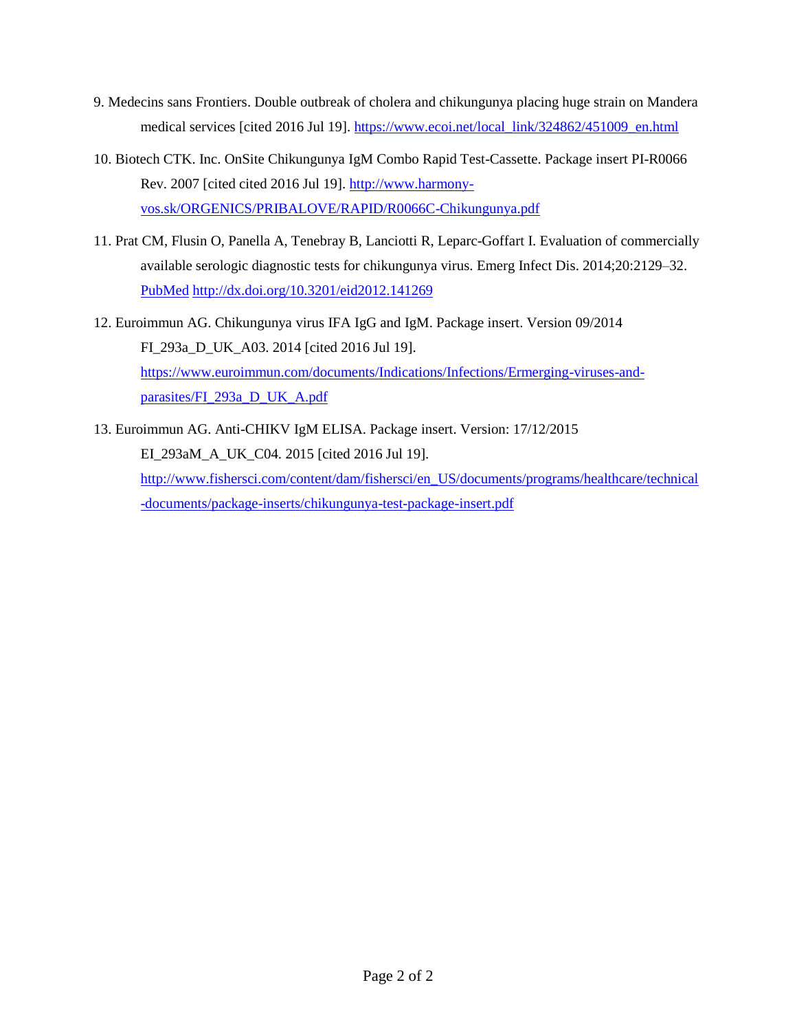9. Medecins sans Frontiers. Double outbreak of cholera and chikungunya placing huge strain on Mandera medical services [cited 2016 Jul 19]. https://www.ecoi.net/local_link/324862/451009_en.html

10. Biotech CTK. Inc. OnSite Chikungunya IgM Combo Rapid Test-Cassette. Package insert PI-R0066 Rev. 2007 [cited cited 2016 Jul 19]. http://www.harmony-vos.sk/ORGENICS/PRIBALOVE/RAPID/R0066C-Chikungunya.pdf

11. Prat CM, Flusin O, Panella A, Tenebray B, Lanciotti R, Leparc-Goffart I. Evaluation of commercially available serologic diagnostic tests for chikungunya virus. Emerg Infect Dis. 2014;20:2129–32. PubMed http://dx.doi.org/10.3201/eid2012.141269

12. Euroimmun AG. Chikungunya virus IFA IgG and IgM. Package insert. Version 09/2014 FI_293a_D_UK_A03. 2014 [cited 2016 Jul 19]. https://www.euroimmun.com/documents/Indications/Infections/Ermerging-viruses-and-parasites/FI_293a_D_UK_A.pdf

13. Euroimmun AG. Anti-CHIKV IgM ELISA. Package insert. Version: 17/12/2015 EI_293aM_A_UK_C04. 2015 [cited 2016 Jul 19]. http://www.fishersci.com/content/dam/fishersci/en_US/documents/programs/healthcare/technical-documents/package-inserts/chikungunya-test-package-insert.pdf